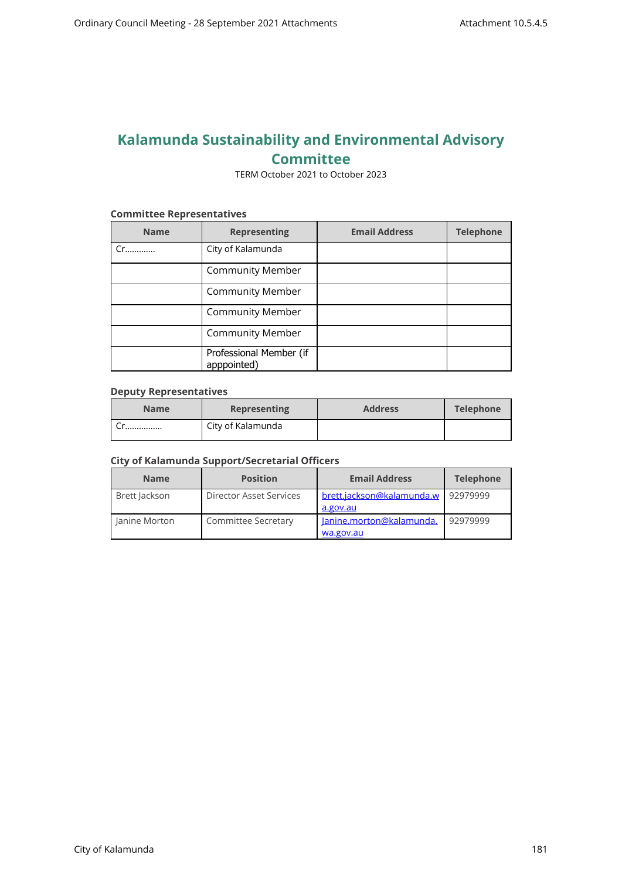# Kalamunda Sustainability and Environmental Advisory Committee

TERM October 2021 to October 2023

**Committee Representatives**

| Name | Representing | Email Address | Telephone |
|---|---|---|---|
| Cr………… | City of Kalamunda | | |
| | Community Member | | |
| | Community Member | | |
| | Community Member | | |
| | Community Member | | |
| | Professional Member (if apppointed) | | |

**Deputy Representatives**

| Name | Representing | Address | Telephone |
|---|---|---|---|
| Cr…………… | City of Kalamunda | | |

**City of Kalamunda Support/Secretarial Officers**

| Name | Position | Email Address | Telephone |
|---|---|---|---|
| Brett Jackson | Director Asset Services | brett.jackson@kalamunda.wa.gov.au | 92979999 |
| Janine Morton | Committee Secretary | Janine.morton@kalamunda.wa.gov.au | 92979999 |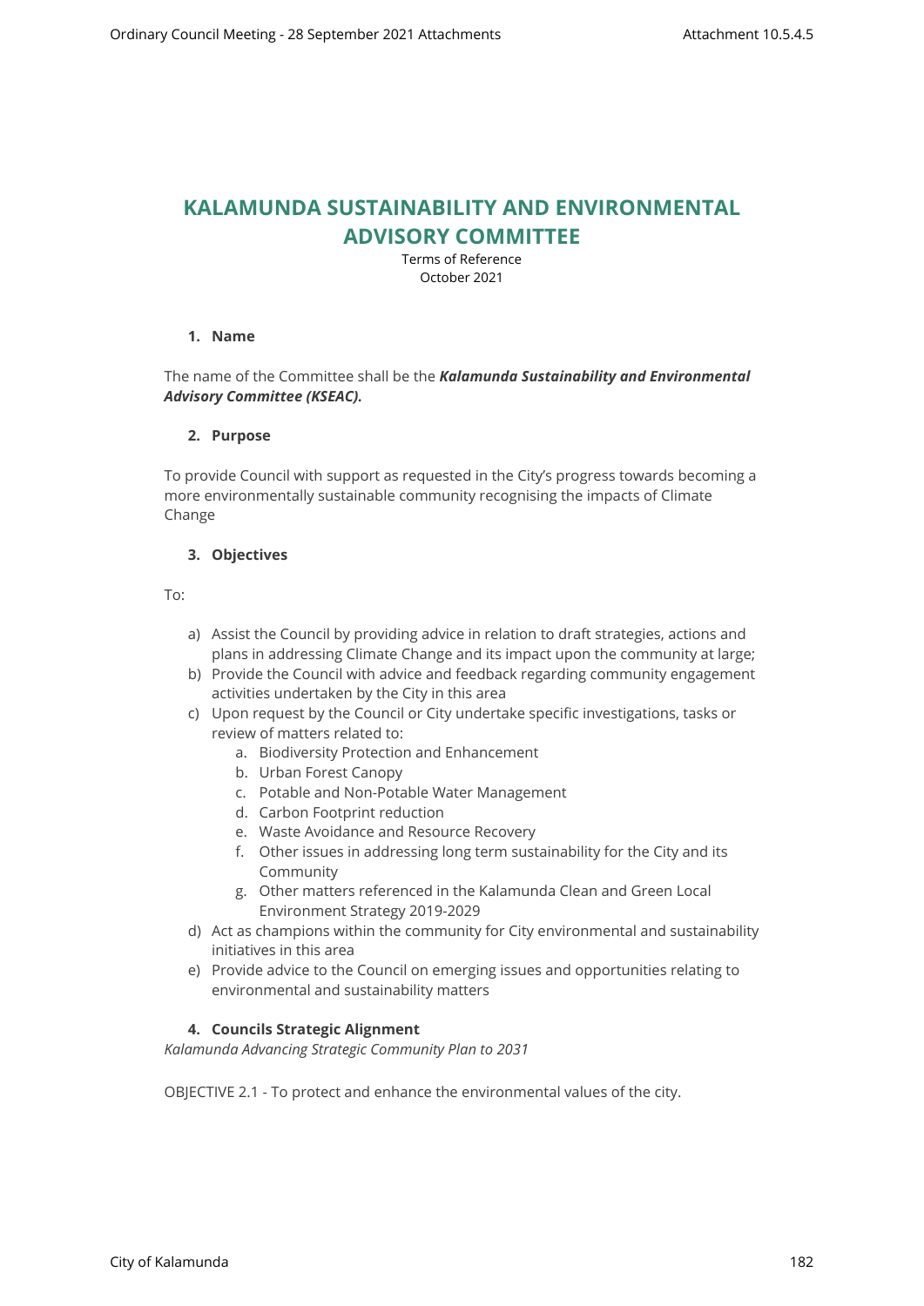# KALAMUNDA SUSTAINABILITY AND ENVIRONMENTAL ADVISORY COMMITTEE

Terms of Reference
October 2021

## 1. Name

The name of the Committee shall be the ***Kalamunda Sustainability and Environmental Advisory Committee (KSEAC).***

## 2. Purpose

To provide Council with support as requested in the City's progress towards becoming a more environmentally sustainable community recognising the impacts of Climate Change

## 3. Objectives

To:

a) Assist the Council by providing advice in relation to draft strategies, actions and plans in addressing Climate Change and its impact upon the community at large;
b) Provide the Council with advice and feedback regarding community engagement activities undertaken by the City in this area
c) Upon request by the Council or City undertake specific investigations, tasks or review of matters related to:
    a. Biodiversity Protection and Enhancement
    b. Urban Forest Canopy
    c. Potable and Non-Potable Water Management
    d. Carbon Footprint reduction
    e. Waste Avoidance and Resource Recovery
    f. Other issues in addressing long term sustainability for the City and its Community
    g. Other matters referenced in the Kalamunda Clean and Green Local Environment Strategy 2019-2029
d) Act as champions within the community for City environmental and sustainability initiatives in this area
e) Provide advice to the Council on emerging issues and opportunities relating to environmental and sustainability matters

## 4. Councils Strategic Alignment

*Kalamunda Advancing Strategic Community Plan to 2031*

OBJECTIVE 2.1 - To protect and enhance the environmental values of the city.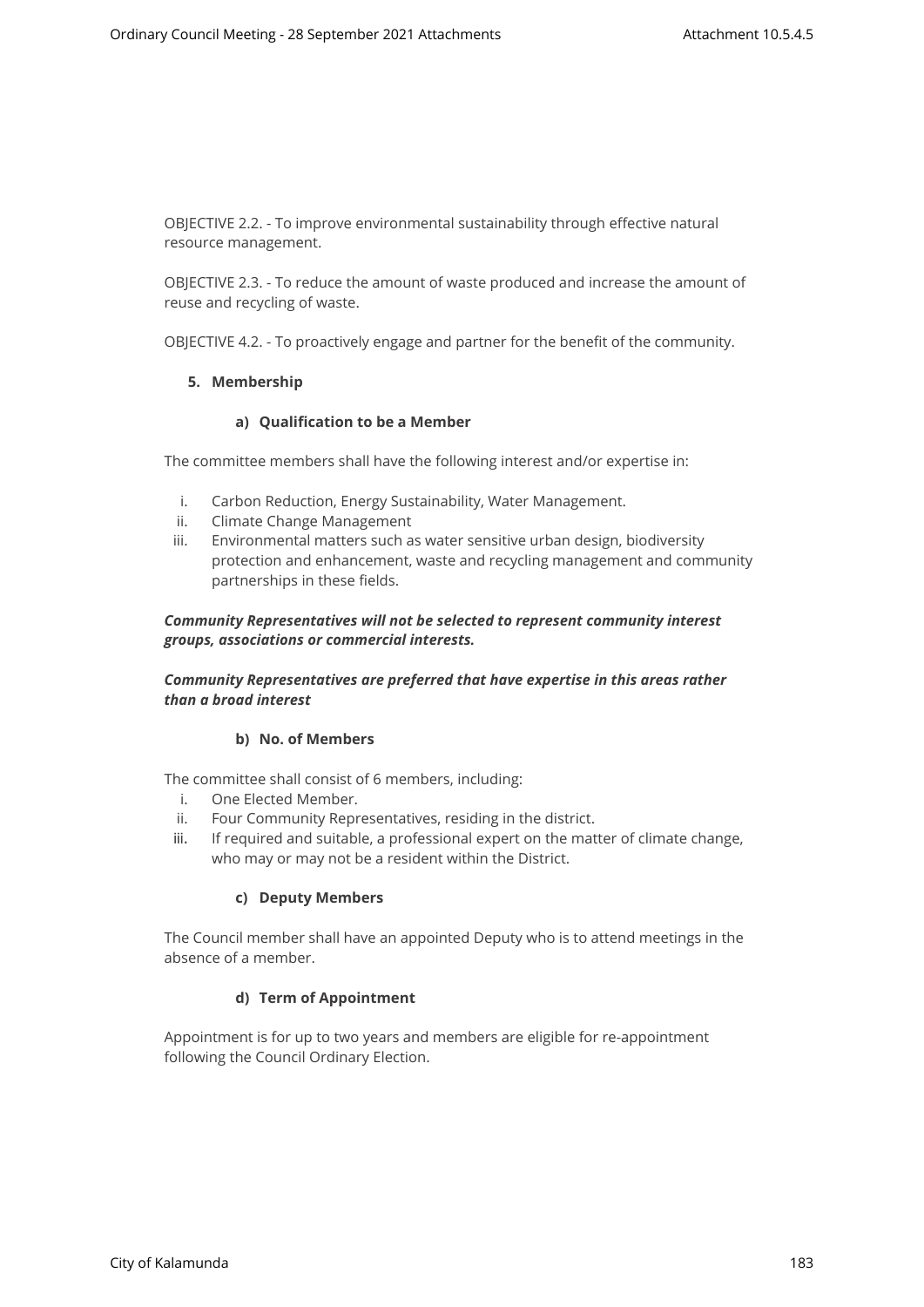OBJECTIVE 2.2. - To improve environmental sustainability through effective natural resource management.

OBJECTIVE 2.3. - To reduce the amount of waste produced and increase the amount of reuse and recycling of waste.

OBJECTIVE 4.2. - To proactively engage and partner for the benefit of the community.

## 5. Membership

### a) Qualification to be a Member

The committee members shall have the following interest and/or expertise in:

i. Carbon Reduction, Energy Sustainability, Water Management.
ii. Climate Change Management
iii. Environmental matters such as water sensitive urban design, biodiversity protection and enhancement, waste and recycling management and community partnerships in these fields.

***Community Representatives will not be selected to represent community interest groups, associations or commercial interests.***

***Community Representatives are preferred that have expertise in this areas rather than a broad interest***

### b) No. of Members

The committee shall consist of 6 members, including:

i. One Elected Member.
ii. Four Community Representatives, residing in the district.
iii. If required and suitable, a professional expert on the matter of climate change, who may or may not be a resident within the District.

### c) Deputy Members

The Council member shall have an appointed Deputy who is to attend meetings in the absence of a member.

### d) Term of Appointment

Appointment is for up to two years and members are eligible for re-appointment following the Council Ordinary Election.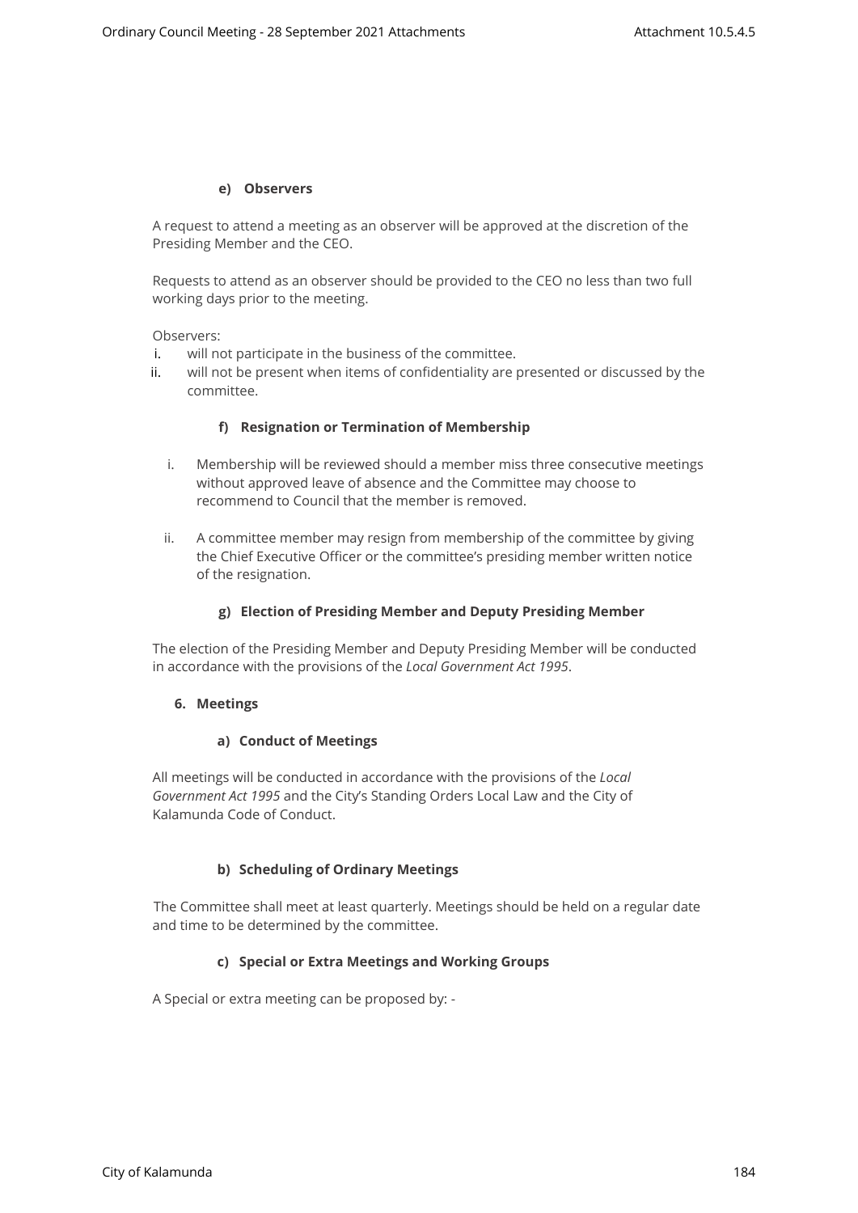#### e) Observers

A request to attend a meeting as an observer will be approved at the discretion of the Presiding Member and the CEO.

Requests to attend as an observer should be provided to the CEO no less than two full working days prior to the meeting.

Observers:

i. will not participate in the business of the committee.
ii. will not be present when items of confidentiality are presented or discussed by the committee.

#### f) Resignation or Termination of Membership

i. Membership will be reviewed should a member miss three consecutive meetings without approved leave of absence and the Committee may choose to recommend to Council that the member is removed.

ii. A committee member may resign from membership of the committee by giving the Chief Executive Officer or the committee's presiding member written notice of the resignation.

#### g) Election of Presiding Member and Deputy Presiding Member

The election of the Presiding Member and Deputy Presiding Member will be conducted in accordance with the provisions of the *Local Government Act 1995*.

### 6. Meetings

#### a) Conduct of Meetings

All meetings will be conducted in accordance with the provisions of the *Local Government Act 1995* and the City's Standing Orders Local Law and the City of Kalamunda Code of Conduct.

#### b) Scheduling of Ordinary Meetings

The Committee shall meet at least quarterly. Meetings should be held on a regular date and time to be determined by the committee.

#### c) Special or Extra Meetings and Working Groups

A Special or extra meeting can be proposed by: -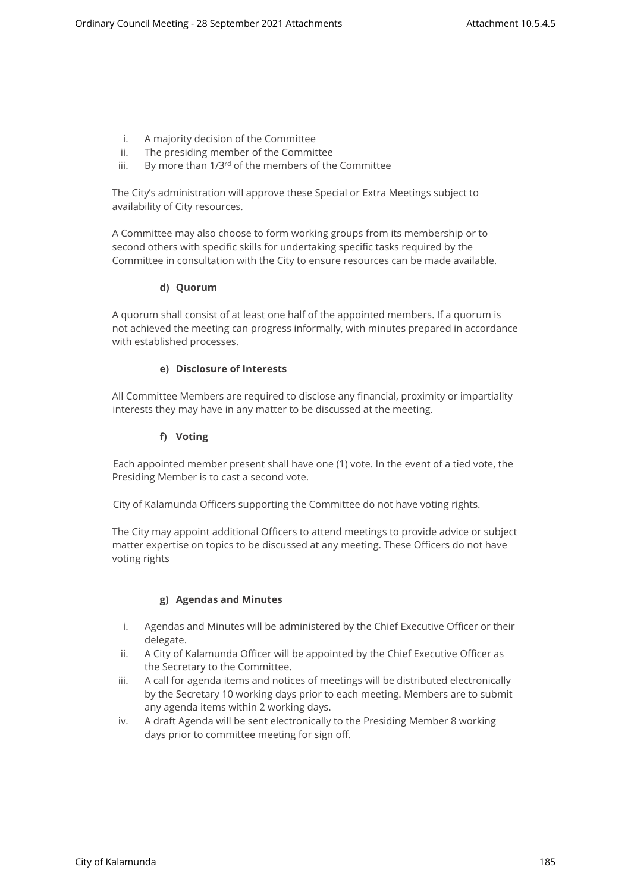i. A majority decision of the Committee
ii. The presiding member of the Committee
iii. By more than 1/3rd of the members of the Committee

The City's administration will approve these Special or Extra Meetings subject to availability of City resources.

A Committee may also choose to form working groups from its membership or to second others with specific skills for undertaking specific tasks required by the Committee in consultation with the City to ensure resources can be made available.

**d) Quorum**

A quorum shall consist of at least one half of the appointed members. If a quorum is not achieved the meeting can progress informally, with minutes prepared in accordance with established processes.

**e) Disclosure of Interests**

All Committee Members are required to disclose any financial, proximity or impartiality interests they may have in any matter to be discussed at the meeting.

**f) Voting**

Each appointed member present shall have one (1) vote. In the event of a tied vote, the Presiding Member is to cast a second vote.

City of Kalamunda Officers supporting the Committee do not have voting rights.

The City may appoint additional Officers to attend meetings to provide advice or subject matter expertise on topics to be discussed at any meeting. These Officers do not have voting rights

**g) Agendas and Minutes**

i. Agendas and Minutes will be administered by the Chief Executive Officer or their delegate.
ii. A City of Kalamunda Officer will be appointed by the Chief Executive Officer as the Secretary to the Committee.
iii. A call for agenda items and notices of meetings will be distributed electronically by the Secretary 10 working days prior to each meeting. Members are to submit any agenda items within 2 working days.
iv. A draft Agenda will be sent electronically to the Presiding Member 8 working days prior to committee meeting for sign off.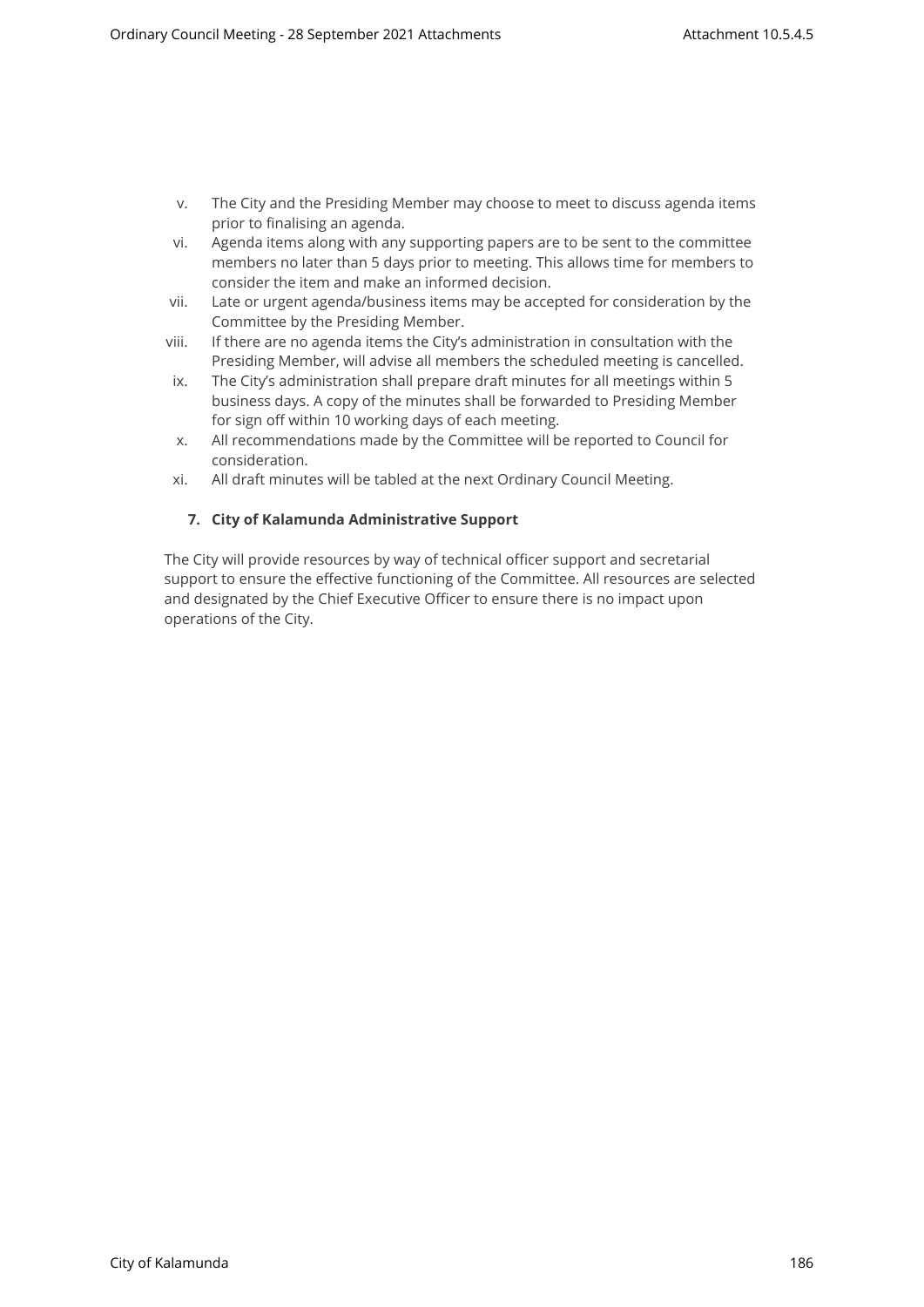v. The City and the Presiding Member may choose to meet to discuss agenda items prior to finalising an agenda.
vi. Agenda items along with any supporting papers are to be sent to the committee members no later than 5 days prior to meeting. This allows time for members to consider the item and make an informed decision.
vii. Late or urgent agenda/business items may be accepted for consideration by the Committee by the Presiding Member.
viii. If there are no agenda items the City's administration in consultation with the Presiding Member, will advise all members the scheduled meeting is cancelled.
ix. The City's administration shall prepare draft minutes for all meetings within 5 business days. A copy of the minutes shall be forwarded to Presiding Member for sign off within 10 working days of each meeting.
x. All recommendations made by the Committee will be reported to Council for consideration.
xi. All draft minutes will be tabled at the next Ordinary Council Meeting.

**7. City of Kalamunda Administrative Support**

The City will provide resources by way of technical officer support and secretarial support to ensure the effective functioning of the Committee. All resources are selected and designated by the Chief Executive Officer to ensure there is no impact upon operations of the City.